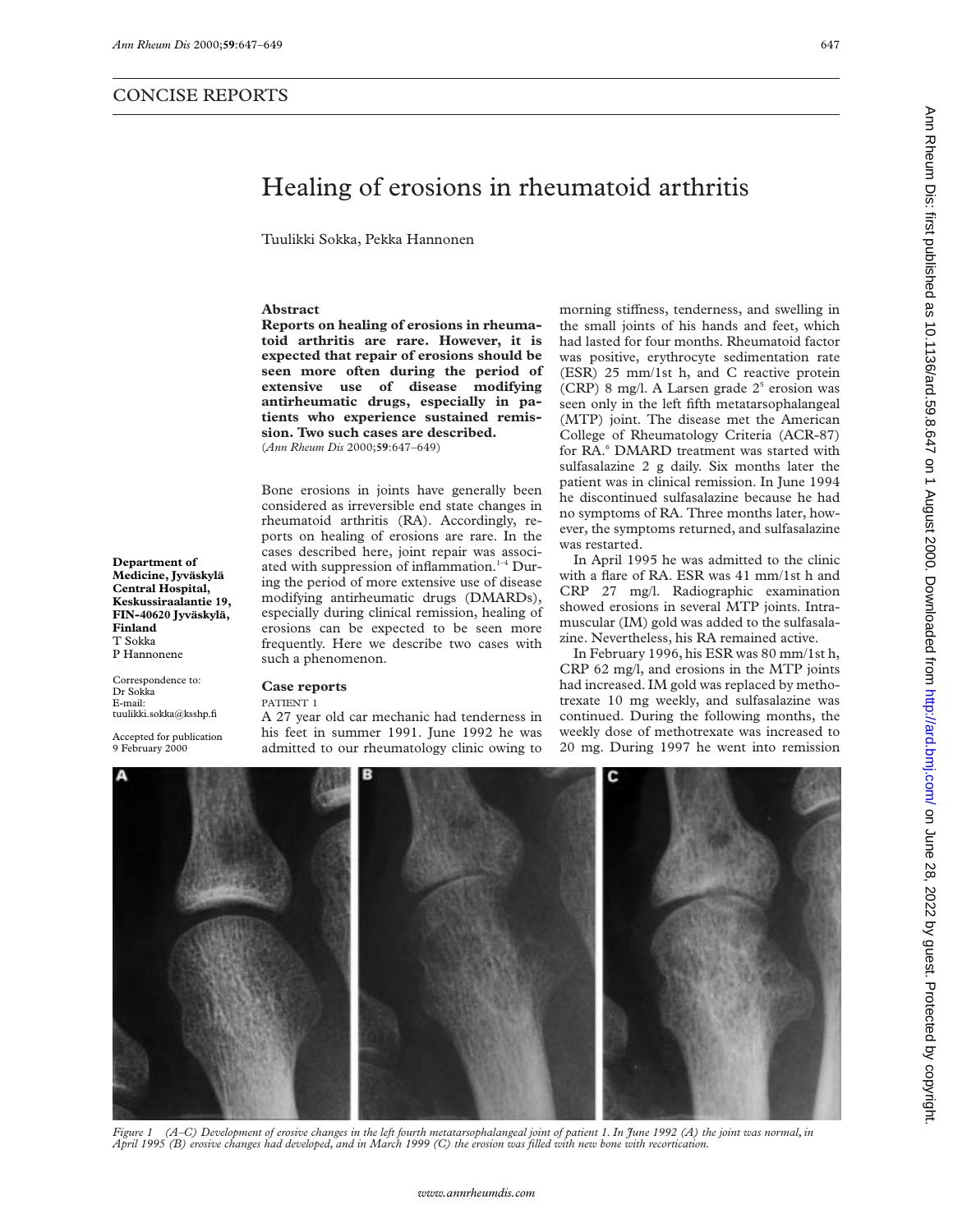## CONCISE REPORTS

# Healing of erosions in rheumatoid arthritis

Tuulikki Sokka, Pekka Hannonen

**Department of Medicine, Jyväskylä Central Hospital, Keskussiraalantie 19, FIN-40620 Jyväskylä, Finland**
T Sokka
P Hannonene

Correspondence to:
Dr Sokka
E-mail:
tuulikki.sokka@ksshp.fi

Accepted for publication
9 February 2000

### Abstract

**Reports on healing of erosions in rheumatoid arthritis are rare. However, it is expected that repair of erosions should be seen more often during the period of extensive use of disease modifying antirheumatic drugs, especially in patients who experience sustained remission. Two such cases are described.**

(*Ann Rheum Dis* 2000;**59**:647–649)

Bone erosions in joints have generally been considered as irreversible end state changes in rheumatoid arthritis (RA). Accordingly, reports on healing of erosions are rare. In the cases described here, joint repair was associated with suppression of inflammation.[1–4] During the period of more extensive use of disease modifying antirheumatic drugs (DMARDs), especially during clinical remission, healing of erosions can be expected to be seen more frequently. Here we describe two cases with such a phenomenon.

### Case reports

PATIENT 1

A 27 year old car mechanic had tenderness in his feet in summer 1991. June 1992 he was admitted to our rheumatology clinic owing to morning stiffness, tenderness, and swelling in the small joints of his hands and feet, which had lasted for four months. Rheumatoid factor was positive, erythrocyte sedimentation rate (ESR) 25 mm/1st h, and C reactive protein (CRP) 8 mg/l. A Larsen grade 2[5] erosion was seen only in the left fifth metatarsophalangeal (MTP) joint. The disease met the American College of Rheumatology Criteria (ACR-87) for RA.[6] DMARD treatment was started with sulfasalazine 2 g daily. Six months later the patient was in clinical remission. In June 1994 he discontinued sulfasalazine because he had no symptoms of RA. Three months later, however, the symptoms returned, and sulfasalazine was restarted.

In April 1995 he was admitted to the clinic with a flare of RA. ESR was 41 mm/1st h and CRP 27 mg/l. Radiographic examination showed erosions in several MTP joints. Intramuscular (IM) gold was added to the sulfasalazine. Nevertheless, his RA remained active.

In February 1996, his ESR was 80 mm/1st h, CRP 62 mg/l, and erosions in the MTP joints had increased. IM gold was replaced by methotrexate 10 mg weekly, and sulfasalazine was continued. During the following months, the weekly dose of methotrexate was increased to 20 mg. During 1997 he went into remission

*Figure 1 (A–C) Development of erosive changes in the left fourth metatarsophalangeal joint of patient 1. In June 1992 (A) the joint was normal, in April 1995 (B) erosive changes had developed, and in March 1999 (C) the erosion was filled with new bone with recortication.*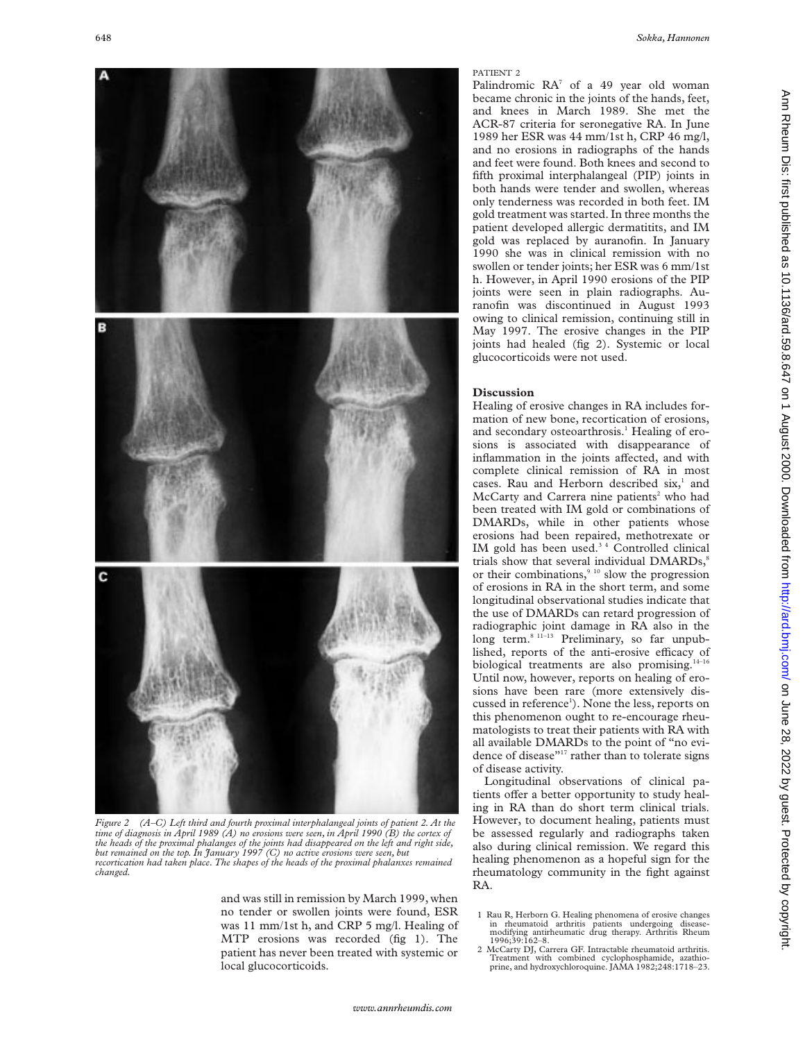Figure 2 (A–C) Left third and fourth proximal interphalangeal joints of patient 2. At the time of diagnosis in April 1989 (A) no erosions were seen, in April 1990 (B) the cortex of the heads of the proximal phalanges of the joints had disappeared on the left and right side, but remained on the top. In January 1997 (C) no active erosions were seen, but recortication had taken place. The shapes of the heads of the proximal phalanxes remained changed.

and was still in remission by March 1999, when no tender or swollen joints were found, ESR was 11 mm/1st h, and CRP 5 mg/l. Healing of MTP erosions was recorded (fig 1). The patient has never been treated with systemic or local glucocorticoids.

PATIENT 2

Palindromic RA[7] of a 49 year old woman became chronic in the joints of the hands, feet, and knees in March 1989. She met the ACR-87 criteria for seronegative RA. In June 1989 her ESR was 44 mm/1st h, CRP 46 mg/l, and no erosions in radiographs of the hands and feet were found. Both knees and second to fifth proximal interphalangeal (PIP) joints in both hands were tender and swollen, whereas only tenderness was recorded in both feet. IM gold treatment was started. In three months the patient developed allergic dermatitis, and IM gold was replaced by auranofin. In January 1990 she was in clinical remission with no swollen or tender joints; her ESR was 6 mm/1st h. However, in April 1990 erosions of the PIP joints were seen in plain radiographs. Auranofin was discontinued in August 1993 owing to clinical remission, continuing still in May 1997. The erosive changes in the PIP joints had healed (fig 2). Systemic or local glucocorticoids were not used.

## Discussion

Healing of erosive changes in RA includes formation of new bone, recortication of erosions, and secondary osteoarthrosis.[1] Healing of erosions is associated with disappearance of inflammation in the joints affected, and with complete clinical remission of RA in most cases. Rau and Herborn described six,[1] and McCarty and Carrera nine patients[2] who had been treated with IM gold or combinations of DMARDs, while in other patients whose erosions had been repaired, methotrexate or IM gold has been used.[3 4] Controlled clinical trials show that several individual DMARDs,[8] or their combinations,[9 10] slow the progression of erosions in RA in the short term, and some longitudinal observational studies indicate that the use of DMARDs can retard progression of radiographic joint damage in RA also in the long term.[8 11–13] Preliminary, so far unpublished, reports of the anti-erosive efficacy of biological treatments are also promising.[14–16] Until now, however, reports on healing of erosions have been rare (more extensively discussed in reference[1]). None the less, reports on this phenomenon ought to re-encourage rheumatologists to treat their patients with RA with all available DMARDs to the point of "no evidence of disease"[17] rather than to tolerate signs of disease activity.

Longitudinal observations of clinical patients offer a better opportunity to study healing in RA than do short term clinical trials. However, to document healing, patients must be assessed regularly and radiographs taken also during clinical remission. We regard this healing phenomenon as a hopeful sign for the rheumatology community in the fight against RA.

1 Rau R, Herborn G. Healing phenomena of erosive changes in rheumatoid arthritis patients undergoing disease-modifying antirheumatic drug therapy. Arthritis Rheum 1996;39:162–8.
2 McCarty DJ, Carrera GF. Intractable rheumatoid arthritis. Treatment with combined cyclophosphamide, azathioprine, and hydroxychloroquine. JAMA 1982;248:1718–23.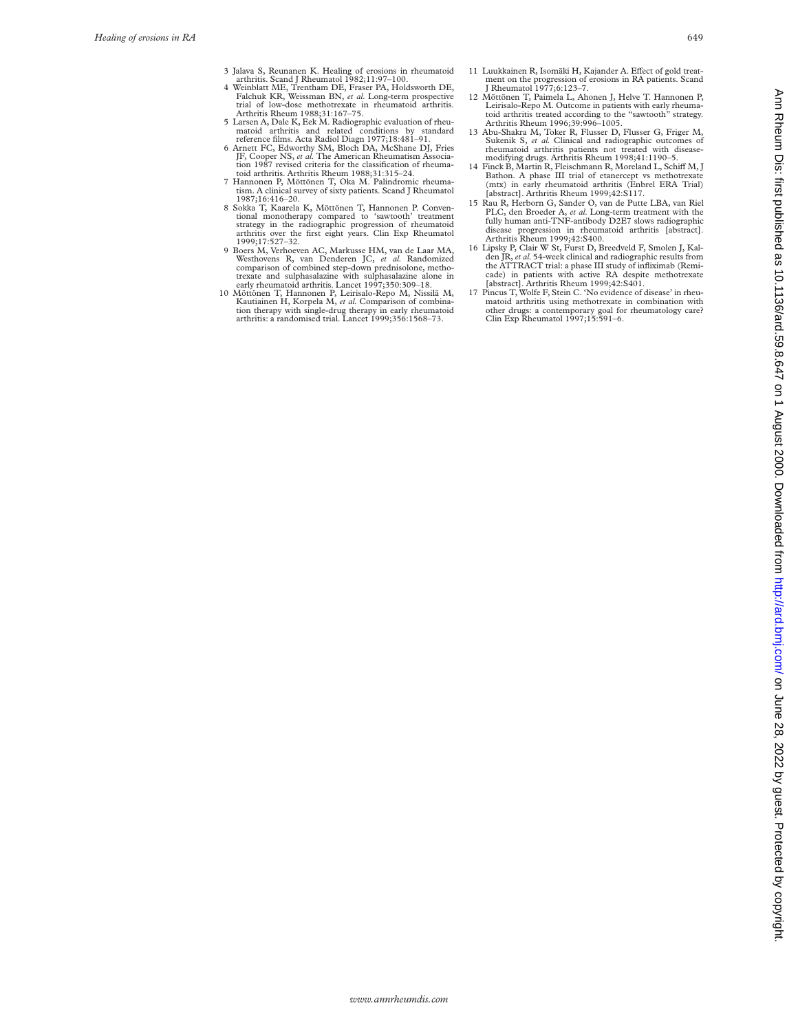3 Jalava S, Reunanen K. Healing of erosions in rheumatoid arthritis. Scand J Rheumatol 1982;11:97–100.

4 Weinblatt ME, Trentham DE, Fraser PA, Holdsworth DE, Falchuk KR, Weissman BN, *et al.* Long-term prospective trial of low-dose methotrexate in rheumatoid arthritis. Arthritis Rheum 1988;31:167–75.

5 Larsen A, Dale K, Eek M. Radiographic evaluation of rheumatoid arthritis and related conditions by standard reference films. Acta Radiol Diagn 1977;18:481–91.

6 Arnett FC, Edworthy SM, Bloch DA, McShane DJ, Fries JF, Cooper NS, *et al.* The American Rheumatism Association 1987 revised criteria for the classification of rheumatoid arthritis. Arthritis Rheum 1988;31:315–24.

7 Hannonen P, Möttönen T, Oka M. Palindromic rheumatism. A clinical survey of sixty patients. Scand J Rheumatol 1987;16:416–20.

8 Sokka T, Kaarela K, Möttönen T, Hannonen P. Conventional monotherapy compared to 'sawtooth' treatment strategy in the radiographic progression of rheumatoid arthritis over the first eight years. Clin Exp Rheumatol 1999;17:527–32.

9 Boers M, Verhoeven AC, Markusse HM, van de Laar MA, Westhovens R, van Denderen JC, *et al.* Randomized comparison of combined step-down prednisolone, methotrexate and sulphasalazine with sulphasalazine alone in early rheumatoid arthritis. Lancet 1997;350:309–18.

10 Möttönen T, Hannonen P, Leirisalo-Repo M, Nissilä M, Kautiainen H, Korpela M, *et al.* Comparison of combination therapy with single-drug therapy in early rheumatoid arthritis: a randomised trial. Lancet 1999;356:1568–73.

11 Luukkainen R, Isomäki H, Kajander A. Effect of gold treatment on the progression of erosions in RA patients. Scand J Rheumatol 1977;6:123–7.

12 Möttönen T, Paimela L, Ahonen J, Helve T. Hannonen P, Leirisalo-Repo M. Outcome in patients with early rheumatoid arthritis treated according to the "sawtooth" strategy. Arthritis Rheum 1996;39:996–1005.

13 Abu-Shakra M, Toker R, Flusser D, Flusser G, Friger M, Sukenik S, *et al.* Clinical and radiographic outcomes of rheumatoid arthritis patients not treated with disease-modifying drugs. Arthritis Rheum 1998;41:1190–5.

14 Finck B, Martin R, Fleischmann R, Moreland L, Schiff M, J Bathon. A phase III trial of etanercept vs methotrexate (mtx) in early rheumatoid arthritis (Enbrel ERA Trial) [abstract]. Arthritis Rheum 1999;42:S117.

15 Rau R, Herborn G, Sander O, van de Putte LBA, van Riel PLC, den Broeder A, *et al.* Long-term treatment with the fully human anti-TNF-antibody D2E7 slows radiographic disease progression in rheumatoid arthritis [abstract]. Arthritis Rheum 1999;42:S400.

16 Lipsky P, Clair W St, Furst D, Breedveld F, Smolen J, Kalden JR, *et al.* 54-week clinical and radiographic results from the ATTRACT trial: a phase III study of infliximab (Remicade) in patients with active RA despite methotrexate [abstract]. Arthritis Rheum 1999;42:S401.

17 Pincus T, Wolfe F, Stein C. 'No evidence of disease' in rheumatoid arthritis using methotrexate in combination with other drugs: a contemporary goal for rheumatology care? Clin Exp Rheumatol 1997;15:591–6.